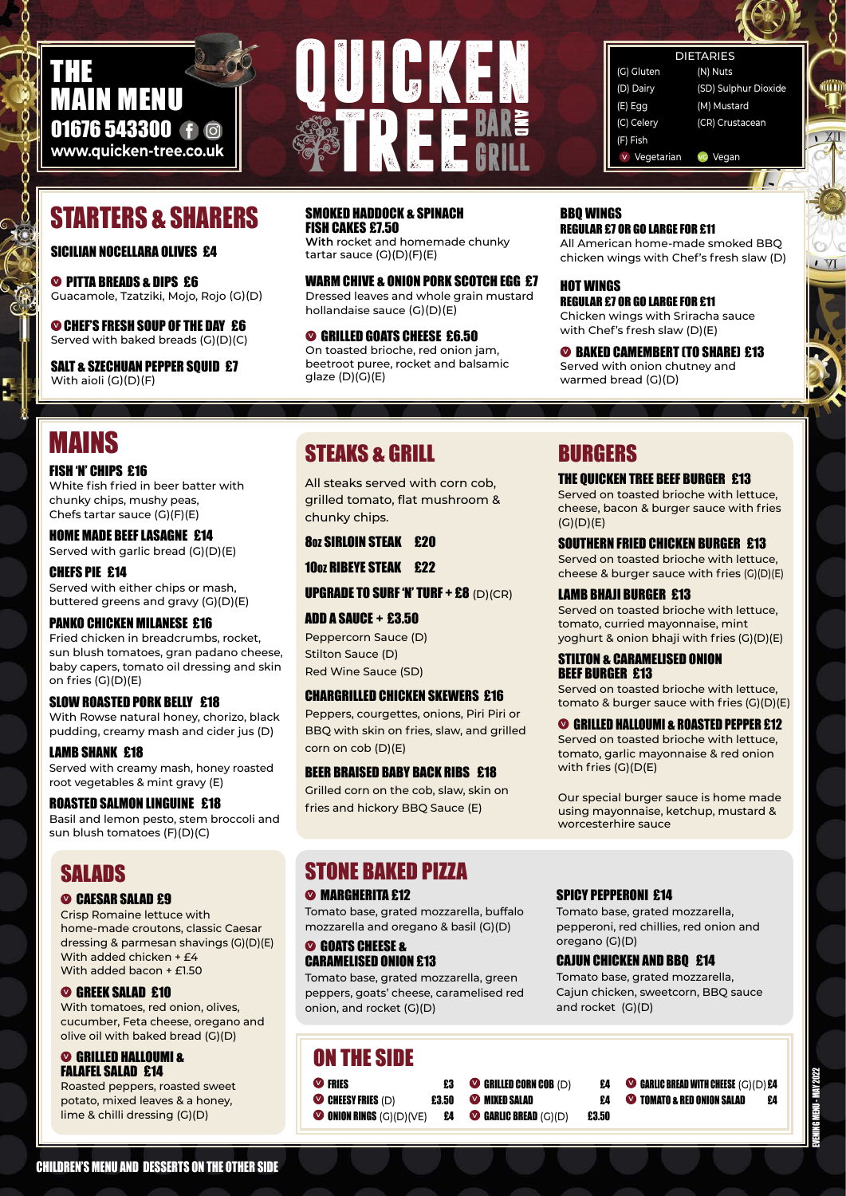# THE MAIN MENU

**01676 543300**

**www.quicken-tree.co.uk**

# QUICKEN TREE BAR AND GRILL

| DIETARIES | |
|---|---|
| (G) Gluten | (N) Nuts |
| (D) Dairy | (SD) Sulphur Dioxide |
| (E) Egg | (M) Mustard |
| (C) Celery | (CR) Crustacean |
| (F) Fish | |
| (V) Vegetarian | (VE) Vegan |

## STARTERS & SHARERS

**SICILIAN NOCELLARA OLIVES £4**

**(V) PITTA BREADS & DIPS £6**
Guacamole, Tzatziki, Mojo, Rojo (G)(D)

**(V) CHEF'S FRESH SOUP OF THE DAY £6**
Served with baked breads (G)(D)(C)

**SALT & SZECHUAN PEPPER SQUID £7**
With aioli (G)(D)(F)

**SMOKED HADDOCK & SPINACH FISH CAKES £7.50**
With rocket and homemade chunky tartar sauce (G)(D)(F)(E)

**WARM CHIVE & ONION PORK SCOTCH EGG £7**
Dressed leaves and whole grain mustard hollandaise sauce (G)(D)(E)

**(V) GRILLED GOATS CHEESE £6.50**
On toasted brioche, red onion jam, beetroot puree, rocket and balsamic glaze (D)(G)(E)

**BBQ WINGS**
**REGULAR £7 OR GO LARGE FOR £11**
All American home-made smoked BBQ chicken wings with Chef's fresh slaw (D)

**HOT WINGS**
**REGULAR £7 OR GO LARGE FOR £11**
Chicken wings with Sriracha sauce with Chef's fresh slaw (D)(E)

**(V) BAKED CAMEMBERT (TO SHARE) £13**
Served with onion chutney and warmed bread (G)(D)

## MAINS

**FISH 'N' CHIPS £16**
White fish fried in beer batter with chunky chips, mushy peas, Chefs tartar sauce (G)(F)(E)

**HOME MADE BEEF LASAGNE £14**
Served with garlic bread (G)(D)(E)

**CHEFS PIE £14**
Served with either chips or mash, buttered greens and gravy (G)(D)(E)

**PANKO CHICKEN MILANESE £16**
Fried chicken in breadcrumbs, rocket, sun blush tomatoes, gran padano cheese, baby capers, tomato oil dressing and skin on fries (G)(D)(E)

**SLOW ROASTED PORK BELLY £18**
With Rowse natural honey, chorizo, black pudding, creamy mash and cider jus (D)

**LAMB SHANK £18**
Served with creamy mash, honey roasted root vegetables & mint gravy (E)

**ROASTED SALMON LINGUINE £18**
Basil and lemon pesto, stem broccoli and sun blush tomatoes (F)(D)(C)

## STEAKS & GRILL

All steaks served with corn cob, grilled tomato, flat mushroom & chunky chips.

**8oz SIRLOIN STEAK £20**

**10oz RIBEYE STEAK £22**

**UPGRADE TO SURF 'N' TURF + £8** (D)(CR)

**ADD A SAUCE + £3.50**
Peppercorn Sauce (D)
Stilton Sauce (D)
Red Wine Sauce (SD)

**CHARGRILLED CHICKEN SKEWERS £16**
Peppers, courgettes, onions, Piri Piri or BBQ with skin on fries, slaw, and grilled corn on cob (D)(E)

**BEER BRAISED BABY BACK RIBS £18**
Grilled corn on the cob, slaw, skin on fries and hickory BBQ Sauce (E)

## BURGERS

**THE QUICKEN TREE BEEF BURGER £13**
Served on toasted brioche with lettuce, cheese, bacon & burger sauce with fries (G)(D)(E)

**SOUTHERN FRIED CHICKEN BURGER £13**
Served on toasted brioche with lettuce, cheese & burger sauce with fries (G)(D)(E)

**LAMB BHAJI BURGER £13**
Served on toasted brioche with lettuce, tomato, curried mayonnaise, mint yoghurt & onion bhaji with fries (G)(D)(E)

**STILTON & CARAMELISED ONION BEEF BURGER £13**
Served on toasted brioche with lettuce, tomato & burger sauce with fries (G)(D)(E)

**(V) GRILLED HALLOUMI & ROASTED PEPPER £12**
Served on toasted brioche with lettuce, tomato, garlic mayonnaise & red onion with fries (G)(D(E)

Our special burger sauce is home made using mayonnaise, ketchup, mustard & worcesterhire sauce

## SALADS

**(V) CAESAR SALAD £9**
Crisp Romaine lettuce with home-made croutons, classic Caesar dressing & parmesan shavings (G)(D)(E)
With added chicken + £4
With added bacon + £1.50

**(V) GREEK SALAD £10**
With tomatoes, red onion, olives, cucumber, Feta cheese, oregano and olive oil with baked bread (G)(D)

**(V) GRILLED HALLOUMI & FALAFEL SALAD £14**
Roasted peppers, roasted sweet potato, mixed leaves & a honey, lime & chilli dressing (G)(D)

## STONE BAKED PIZZA

**(V) MARGHERITA £12**
Tomato base, grated mozzarella, buffalo mozzarella and oregano & basil (G)(D)

**(V) GOATS CHEESE & CARAMELISED ONION £13**
Tomato base, grated mozzarella, green peppers, goats' cheese, caramelised red onion, and rocket (G)(D)

**SPICY PEPPERONI £14**
Tomato base, grated mozzarella, pepperoni, red chillies, red onion and oregano (G)(D)

**CAJUN CHICKEN AND BBQ £14**
Tomato base, grated mozzarella, Cajun chicken, sweetcorn, BBQ sauce and rocket (G)(D)

## ON THE SIDE

| | | | | | |
|---|---|---|---|---|---|
| (V) **FRIES** | £3 | (V) **GRILLED CORN COB** (D) | £4 | (V) **GARLIC BREAD WITH CHEESE** (G)(D) | £4 |
| (V) **CHEESY FRIES** (D) | £3.50 | (V) **MIXED SALAD** | £4 | (V) **TOMATO & RED ONION SALAD** | £4 |
| (V) **ONION RINGS** (G)(D)(VE) | £4 | (V) **GARLIC BREAD** (G)(D) | £3.50 | | |

EVENING MENU - MAY 2022

**CHILDREN'S MENU AND DESSERTS ON THE OTHER SIDE**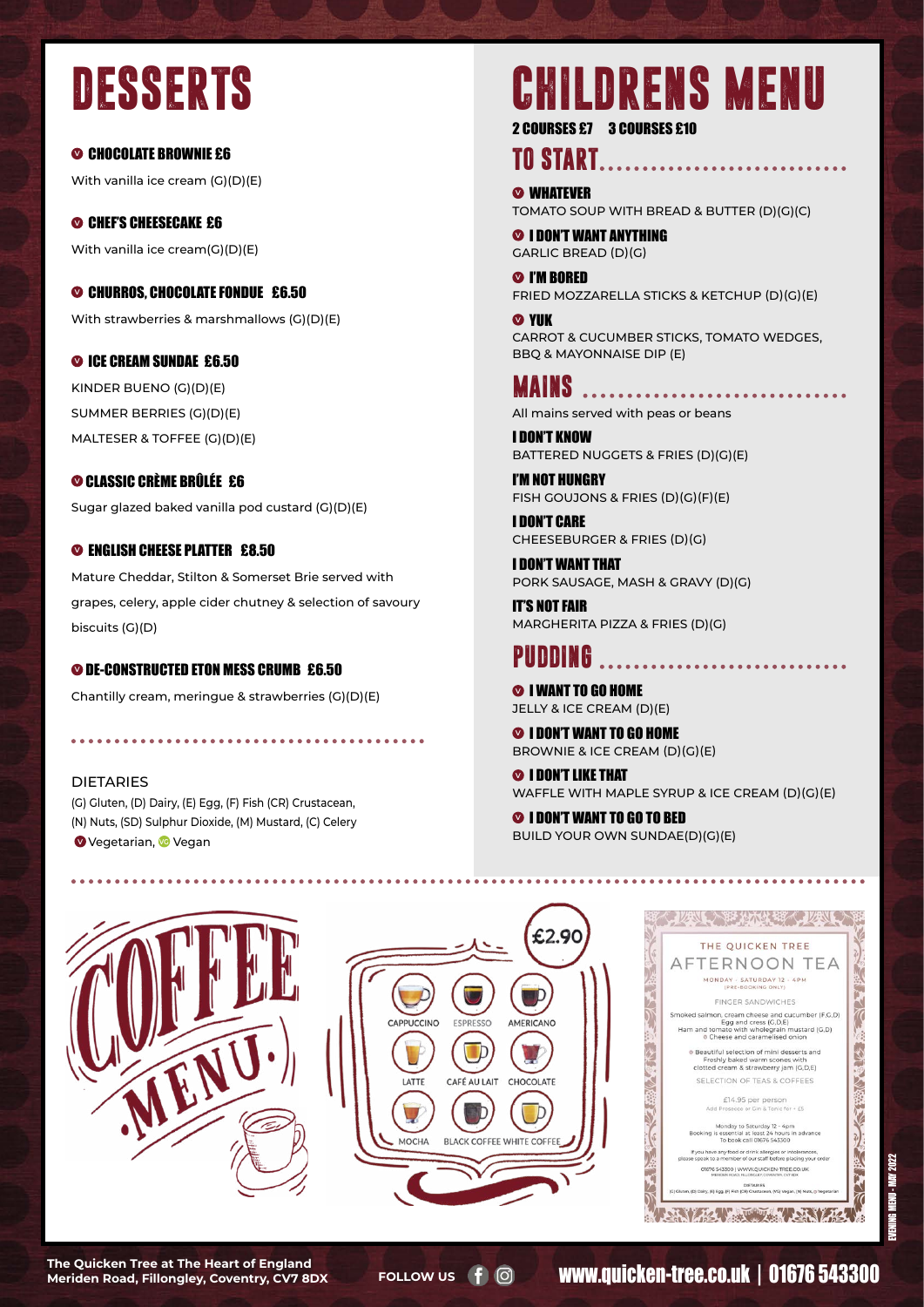# DESSERTS

**CHOCOLATE BROWNIE £6**
With vanilla ice cream (G)(D)(E)

**CHEF'S CHEESECAKE £6**
With vanilla ice cream(G)(D)(E)

**CHURROS, CHOCOLATE FONDUE £6.50**
With strawberries & marshmallows (G)(D)(E)

**ICE CREAM SUNDAE £6.50**
KINDER BUENO (G)(D)(E)
SUMMER BERRIES (G)(D)(E)
MALTESER & TOFFEE (G)(D)(E)

**CLASSIC CRÈME BRÛLÉE £6**
Sugar glazed baked vanilla pod custard (G)(D)(E)

**ENGLISH CHEESE PLATTER £8.50**
Mature Cheddar, Stilton & Somerset Brie served with grapes, celery, apple cider chutney & selection of savoury biscuits (G)(D)

**DE-CONSTRUCTED ETON MESS CRUMB £6.50**
Chantilly cream, meringue & strawberries (G)(D)(E)

DIETARIES
(G) Gluten, (D) Dairy, (E) Egg, (F) Fish (CR) Crustacean, (N) Nuts, (SD) Sulphur Dioxide, (M) Mustard, (C) Celery
V Vegetarian, VG Vegan

# CHILDRENS MENU

**2 COURSES £7 3 COURSES £10**

## TO START

**WHATEVER**
TOMATO SOUP WITH BREAD & BUTTER (D)(G)(C)

**I DON'T WANT ANYTHING**
GARLIC BREAD (D)(G)

**I'M BORED**
FRIED MOZZARELLA STICKS & KETCHUP (D)(G)(E)

**YUK**
CARROT & CUCUMBER STICKS, TOMATO WEDGES, BBQ & MAYONNAISE DIP (E)

## MAINS

All mains served with peas or beans

**I DON'T KNOW**
BATTERED NUGGETS & FRIES (D)(G)(E)

**I'M NOT HUNGRY**
FISH GOUJONS & FRIES (D)(G)(F)(E)

**I DON'T CARE**
CHEESEBURGER & FRIES (D)(G)

**I DON'T WANT THAT**
PORK SAUSAGE, MASH & GRAVY (D)(G)

**IT'S NOT FAIR**
MARGHERITA PIZZA & FRIES (D)(G)

## PUDDING

**I WANT TO GO HOME**
JELLY & ICE CREAM (D)(E)

**I DON'T WANT TO GO HOME**
BROWNIE & ICE CREAM (D)(G)(E)

**I DON'T LIKE THAT**
WAFFLE WITH MAPLE SYRUP & ICE CREAM (D)(G)(E)

**I DON'T WANT TO GO TO BED**
BUILD YOUR OWN SUNDAE(D)(G)(E)

# COFFEE MENU

£2.90

CAPPUCCINO, ESPRESSO, AMERICANO, LATTE, CAFÉ AU LAIT, CHOCOLATE, MOCHA, BLACK COFFEE WHITE COFFEE

THE QUICKEN TREE
## AFTERNOON TEA

MONDAY - SATURDAY 12 - 4PM
(PRE-BOOKING ONLY)

FINGER SANDWICHES
Smoked salmon, cream cheese and cucumber (F,G,D)
Egg and cress (G,D,E)
Ham and tomato with wholegrain mustard (G,D)
Cheese and caramelised onion

Beautiful selection of mini desserts and
Freshly baked warm scones with clotted cream & strawberry jam (G,D,E)

SELECTION OF TEAS & COFFEES

£14.95 per person
Add Prosecco or Gin & Tonic for + £5

Monday to Saturday 12 - 4pm
Booking is essential at least 24 hours in advance
To book call 01676 543300

If you have any food or drink allergies or intolerances, please speak to a member of our staff before placing your order

01676 543300 | WWW.QUICKEN-TREE.CO.UK

EVENING MENU - MAY 2022

**The Quicken Tree at The Heart of England**
**Meriden Road, Fillongley, Coventry, CV7 8DX**

FOLLOW US

www.quicken-tree.co.uk | 01676 543300